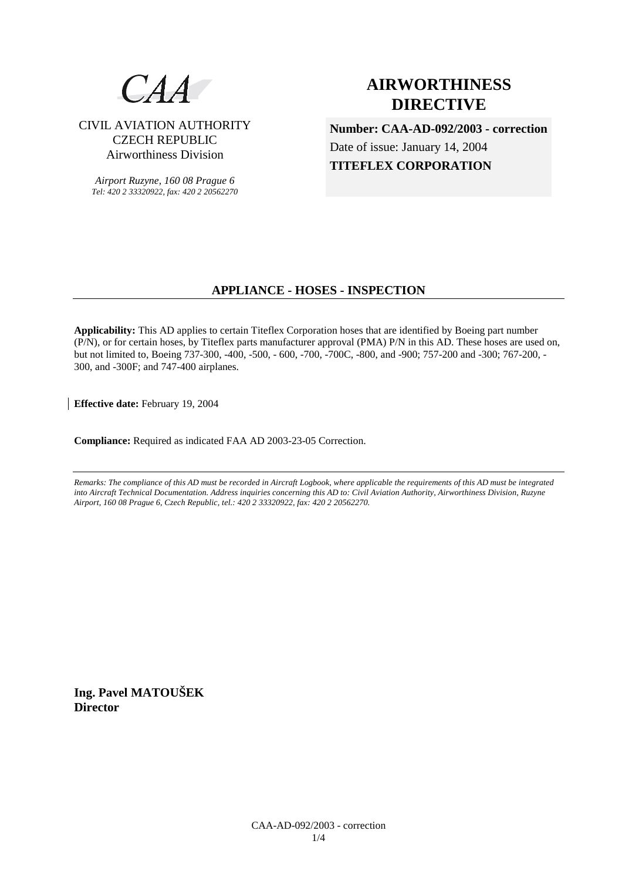CAA

CIVIL AVIATION AUTHORITY
CZECH REPUBLIC
Airworthiness Division

*Airport Ruzyne, 160 08 Prague 6*
*Tel: 420 2 33320922, fax: 420 2 20562270*

# AIRWORTHINESS DIRECTIVE

**Number: CAA-AD-092/2003 - correction**

Date of issue: January 14, 2004

**TITEFLEX CORPORATION**

## APPLIANCE - HOSES - INSPECTION

**Applicability:** This AD applies to certain Titeflex Corporation hoses that are identified by Boeing part number (P/N), or for certain hoses, by Titeflex parts manufacturer approval (PMA) P/N in this AD. These hoses are used on, but not limited to, Boeing 737-300, -400, -500, - 600, -700, -700C, -800, and -900; 757-200 and -300; 767-200, -300, and -300F; and 747-400 airplanes.

**Effective date:** February 19, 2004

**Compliance:** Required as indicated FAA AD 2003-23-05 Correction.

---

*Remarks: The compliance of this AD must be recorded in Aircraft Logbook, where applicable the requirements of this AD must be integrated into Aircraft Technical Documentation. Address inquiries concerning this AD to: Civil Aviation Authority, Airworthiness Division, Ruzyne Airport, 160 08 Prague 6, Czech Republic, tel.: 420 2 33320922, fax: 420 2 20562270.*

**Ing. Pavel MATOUŠEK**
**Director**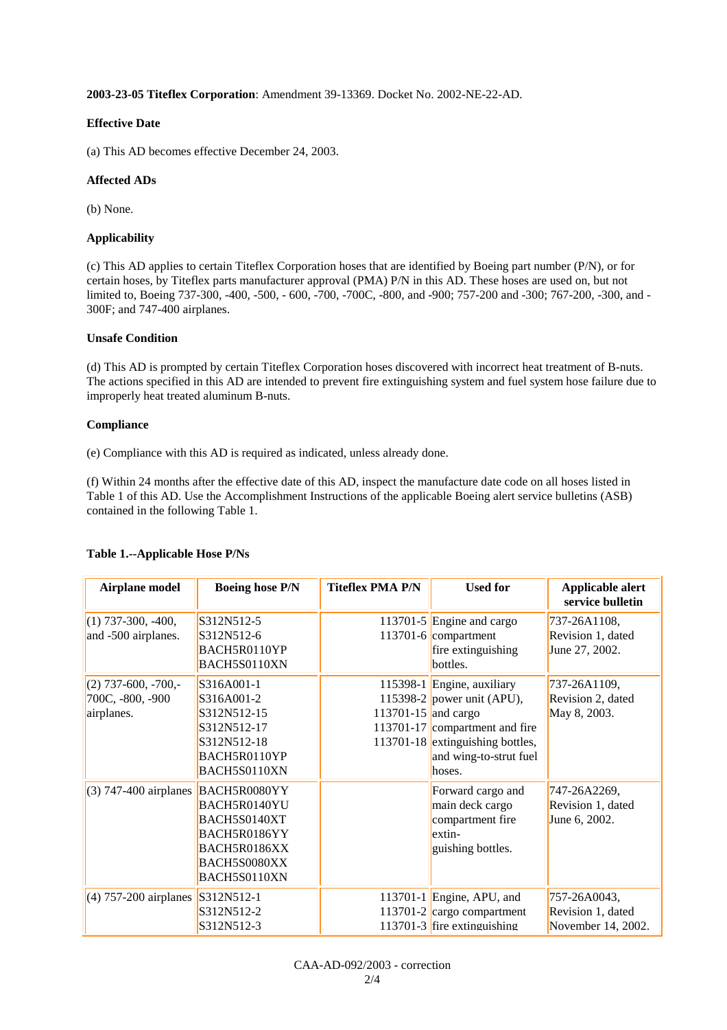**2003-23-05 Titeflex Corporation**: Amendment 39-13369. Docket No. 2002-NE-22-AD.

**Effective Date**

(a) This AD becomes effective December 24, 2003.

**Affected ADs**

(b) None.

**Applicability**

(c) This AD applies to certain Titeflex Corporation hoses that are identified by Boeing part number (P/N), or for certain hoses, by Titeflex parts manufacturer approval (PMA) P/N in this AD. These hoses are used on, but not limited to, Boeing 737-300, -400, -500, - 600, -700, -700C, -800, and -900; 757-200 and -300; 767-200, -300, and -300F; and 747-400 airplanes.

**Unsafe Condition**

(d) This AD is prompted by certain Titeflex Corporation hoses discovered with incorrect heat treatment of B-nuts. The actions specified in this AD are intended to prevent fire extinguishing system and fuel system hose failure due to improperly heat treated aluminum B-nuts.

**Compliance**

(e) Compliance with this AD is required as indicated, unless already done.

(f) Within 24 months after the effective date of this AD, inspect the manufacture date code on all hoses listed in Table 1 of this AD. Use the Accomplishment Instructions of the applicable Boeing alert service bulletins (ASB) contained in the following Table 1.

**Table 1.--Applicable Hose P/Ns**

| Airplane model | Boeing hose P/N | Titeflex PMA P/N | Used for | Applicable alert service bulletin |
|---|---|---|---|---|
| (1) 737-300, -400, and -500 airplanes. | S312N512-5<br>S312N512-6<br>BACH5R0110YP<br>BACH5S0110XN | 113701-5<br>113701-6 | Engine and cargo compartment fire extinguishing bottles. | 737-26A1108, Revision 1, dated June 27, 2002. |
| (2) 737-600, -700,-700C, -800, -900 airplanes. | S316A001-1<br>S316A001-2<br>S312N512-15<br>S312N512-17<br>S312N512-18<br>BACH5R0110YP<br>BACH5S0110XN | 115398-1<br>115398-2<br>113701-15<br>113701-17<br>113701-18 | Engine, auxiliary power unit (APU), and cargo compartment and fire extinguishing bottles, and wing-to-strut fuel hoses. | 737-26A1109, Revision 2, dated May 8, 2003. |
| (3) 747-400 airplanes | BACH5R0080YY<br>BACH5R0140YU<br>BACH5S0140XT<br>BACH5R0186YY<br>BACH5R0186XX<br>BACH5S0080XX<br>BACH5S0110XN | | Forward cargo and main deck cargo compartment fire extin-guishing bottles. | 747-26A2269, Revision 1, dated June 6, 2002. |
| (4) 757-200 airplanes | S312N512-1<br>S312N512-2<br>S312N512-3 | 113701-1<br>113701-2<br>113701-3 | Engine, APU, and cargo compartment fire extinguishing | 757-26A0043, Revision 1, dated November 14, 2002. |

CAA-AD-092/2003 - correction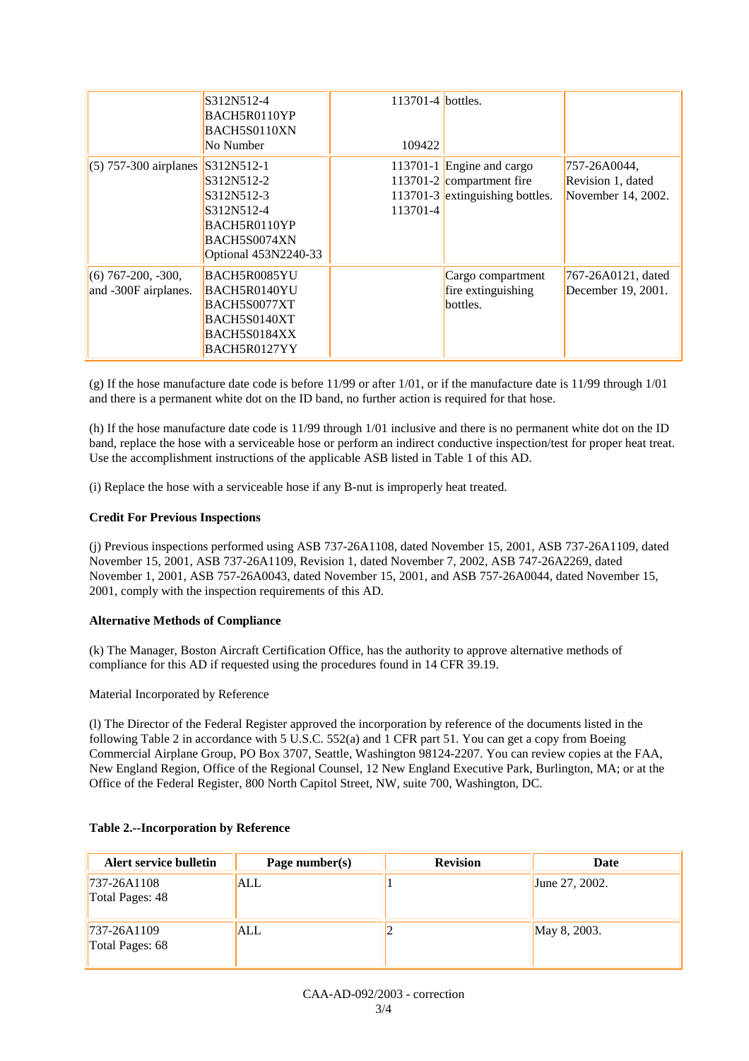|  | S312N512-4<br>BACH5R0110YP<br>BACH5S0110XN<br>No Number | 113701-4<br><br><br>109422 | bottles. |  |
|---|---|---|---|---|
| (5) 757-300 airplanes | S312N512-1<br>S312N512-2<br>S312N512-3<br>S312N512-4<br>BACH5R0110YP<br>BACH5S0074XN<br>Optional 453N2240-33 | 113701-1<br>113701-2<br>113701-3<br>113701-4 | Engine and cargo compartment fire extinguishing bottles. | 757-26A0044, Revision 1, dated November 14, 2002. |
| (6) 767-200, -300, and -300F airplanes. | BACH5R0085YU<br>BACH5R0140YU<br>BACH5S0077XT<br>BACH5S0140XT<br>BACH5S0184XX<br>BACH5R0127YY |  | Cargo compartment fire extinguishing bottles. | 767-26A0121, dated December 19, 2001. |

(g) If the hose manufacture date code is before 11/99 or after 1/01, or if the manufacture date is 11/99 through 1/01 and there is a permanent white dot on the ID band, no further action is required for that hose.

(h) If the hose manufacture date code is 11/99 through 1/01 inclusive and there is no permanent white dot on the ID band, replace the hose with a serviceable hose or perform an indirect conductive inspection/test for proper heat treat. Use the accomplishment instructions of the applicable ASB listed in Table 1 of this AD.

(i) Replace the hose with a serviceable hose if any B-nut is improperly heat treated.

**Credit For Previous Inspections**

(j) Previous inspections performed using ASB 737-26A1108, dated November 15, 2001, ASB 737-26A1109, dated November 15, 2001, ASB 737-26A1109, Revision 1, dated November 7, 2002, ASB 747-26A2269, dated November 1, 2001, ASB 757-26A0043, dated November 15, 2001, and ASB 757-26A0044, dated November 15, 2001, comply with the inspection requirements of this AD.

**Alternative Methods of Compliance**

(k) The Manager, Boston Aircraft Certification Office, has the authority to approve alternative methods of compliance for this AD if requested using the procedures found in 14 CFR 39.19.

Material Incorporated by Reference

(l) The Director of the Federal Register approved the incorporation by reference of the documents listed in the following Table 2 in accordance with 5 U.S.C. 552(a) and 1 CFR part 51. You can get a copy from Boeing Commercial Airplane Group, PO Box 3707, Seattle, Washington 98124-2207. You can review copies at the FAA, New England Region, Office of the Regional Counsel, 12 New England Executive Park, Burlington, MA; or at the Office of the Federal Register, 800 North Capitol Street, NW, suite 700, Washington, DC.

**Table 2.--Incorporation by Reference**

| Alert service bulletin | Page number(s) | Revision | Date |
|---|---|---|---|
| 737-26A1108<br>Total Pages: 48 | ALL | 1 | June 27, 2002. |
| 737-26A1109<br>Total Pages: 68 | ALL | 2 | May 8, 2003. |

CAA-AD-092/2003 - correction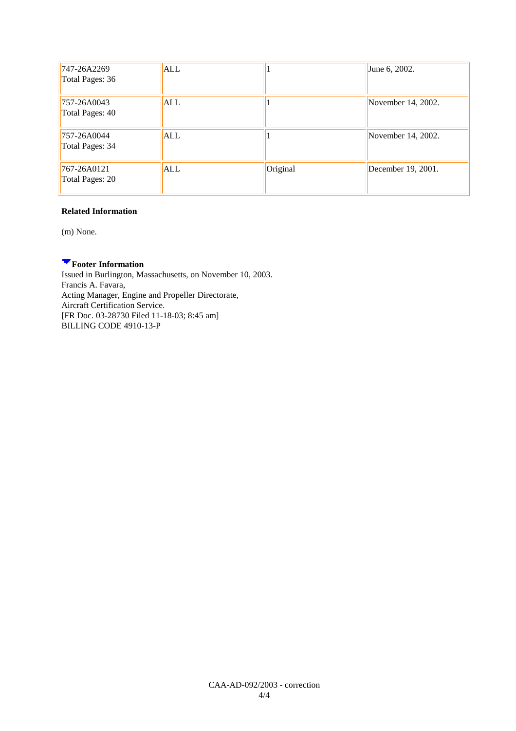| | | | |
|---|---|---|---|
| 747-26A2269<br>Total Pages: 36 | ALL | 1 | June 6, 2002. |
| 757-26A0043<br>Total Pages: 40 | ALL | 1 | November 14, 2002. |
| 757-26A0044<br>Total Pages: 34 | ALL | 1 | November 14, 2002. |
| 767-26A0121<br>Total Pages: 20 | ALL | Original | December 19, 2001. |

**Related Information**

(m) None.

**Footer Information**

Issued in Burlington, Massachusetts, on November 10, 2003.
Francis A. Favara,
Acting Manager, Engine and Propeller Directorate,
Aircraft Certification Service.
[FR Doc. 03-28730 Filed 11-18-03; 8:45 am]
BILLING CODE 4910-13-P